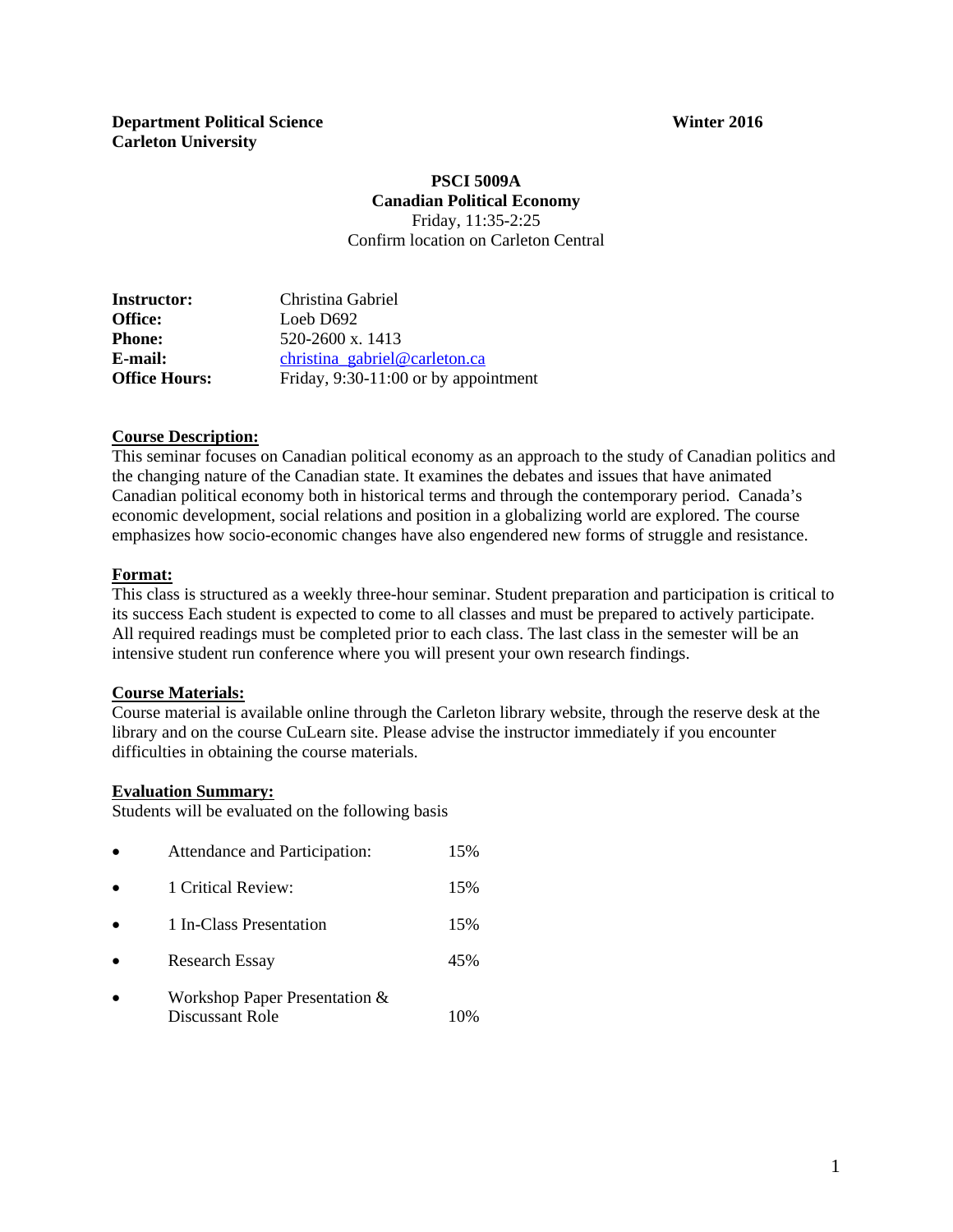**Department Political Science** | **Winter 2016**
**Carleton University**

# PSCI 5009A
## Canadian Political Economy

Friday, 11:35-2:25
Confirm location on Carleton Central

| | |
|---|---|
| **Instructor:** | Christina Gabriel |
| **Office:** | Loeb D692 |
| **Phone:** | 520-2600 x. 1413 |
| **E-mail:** | christina_gabriel@carleton.ca |
| **Office Hours:** | Friday, 9:30-11:00 or by appointment |

**Course Description:**

This seminar focuses on Canadian political economy as an approach to the study of Canadian politics and the changing nature of the Canadian state. It examines the debates and issues that have animated Canadian political economy both in historical terms and through the contemporary period. Canada's economic development, social relations and position in a globalizing world are explored. The course emphasizes how socio-economic changes have also engendered new forms of struggle and resistance.

**Format:**

This class is structured as a weekly three-hour seminar. Student preparation and participation is critical to its success Each student is expected to come to all classes and must be prepared to actively participate. All required readings must be completed prior to each class. The last class in the semester will be an intensive student run conference where you will present your own research findings.

**Course Materials:**

Course material is available online through the Carleton library website, through the reserve desk at the library and on the course CuLearn site. Please advise the instructor immediately if you encounter difficulties in obtaining the course materials.

**Evaluation Summary:**

Students will be evaluated on the following basis

- Attendance and Participation: 15%
- 1 Critical Review: 15%
- 1 In-Class Presentation 15%
- Research Essay 45%
- Workshop Paper Presentation & Discussant Role 10%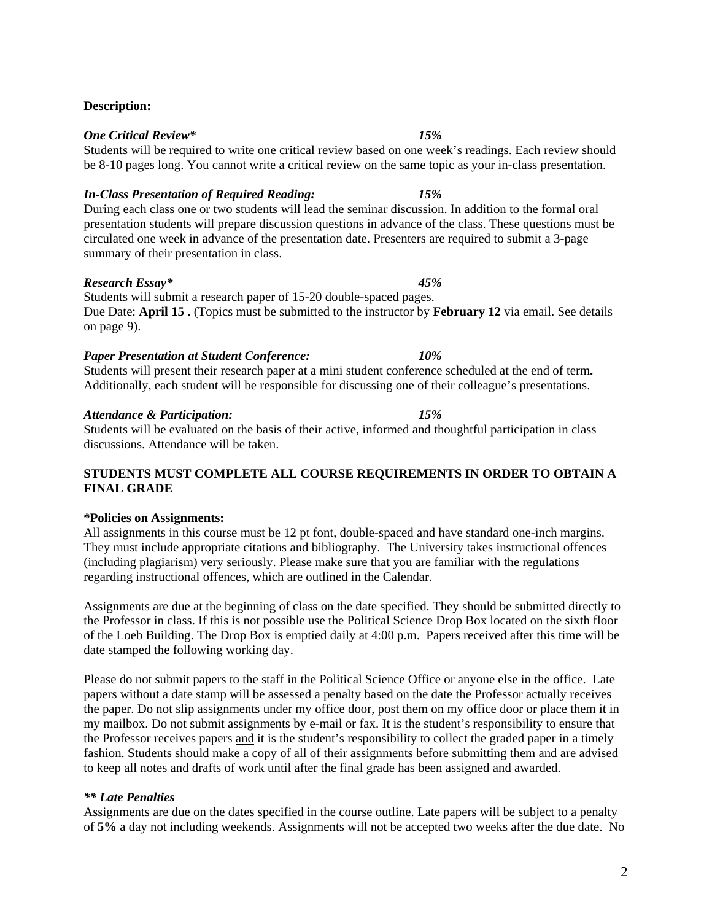**Description:**

***One Critical Review\**** ***15%***

Students will be required to write one critical review based on one week's readings. Each review should be 8-10 pages long. You cannot write a critical review on the same topic as your in-class presentation.

***In-Class Presentation of Required Reading:*** ***15%***

During each class one or two students will lead the seminar discussion. In addition to the formal oral presentation students will prepare discussion questions in advance of the class. These questions must be circulated one week in advance of the presentation date. Presenters are required to submit a 3-page summary of their presentation in class.

***Research Essay\**** ***45%***

Students will submit a research paper of 15-20 double-spaced pages.
Due Date: **April 15 .** (Topics must be submitted to the instructor by **February 12** via email. See details on page 9).

***Paper Presentation at Student Conference:*** ***10%***

Students will present their research paper at a mini student conference scheduled at the end of term**.** Additionally, each student will be responsible for discussing one of their colleague's presentations.

***Attendance & Participation:*** ***15%***

Students will be evaluated on the basis of their active, informed and thoughtful participation in class discussions. Attendance will be taken.

**STUDENTS MUST COMPLETE ALL COURSE REQUIREMENTS IN ORDER TO OBTAIN A FINAL GRADE**

**\*Policies on Assignments:**

All assignments in this course must be 12 pt font, double-spaced and have standard one-inch margins. They must include appropriate citations <u>and</u> bibliography. The University takes instructional offences (including plagiarism) very seriously. Please make sure that you are familiar with the regulations regarding instructional offences, which are outlined in the Calendar.

Assignments are due at the beginning of class on the date specified. They should be submitted directly to the Professor in class. If this is not possible use the Political Science Drop Box located on the sixth floor of the Loeb Building. The Drop Box is emptied daily at 4:00 p.m. Papers received after this time will be date stamped the following working day.

Please do not submit papers to the staff in the Political Science Office or anyone else in the office. Late papers without a date stamp will be assessed a penalty based on the date the Professor actually receives the paper. Do not slip assignments under my office door, post them on my office door or place them it in my mailbox. Do not submit assignments by e-mail or fax. It is the student's responsibility to ensure that the Professor receives papers <u>and</u> it is the student's responsibility to collect the graded paper in a timely fashion. Students should make a copy of all of their assignments before submitting them and are advised to keep all notes and drafts of work until after the final grade has been assigned and awarded.

***\*\* Late Penalties***

Assignments are due on the dates specified in the course outline. Late papers will be subject to a penalty of **5%** a day not including weekends. Assignments will <u>not</u> be accepted two weeks after the due date. No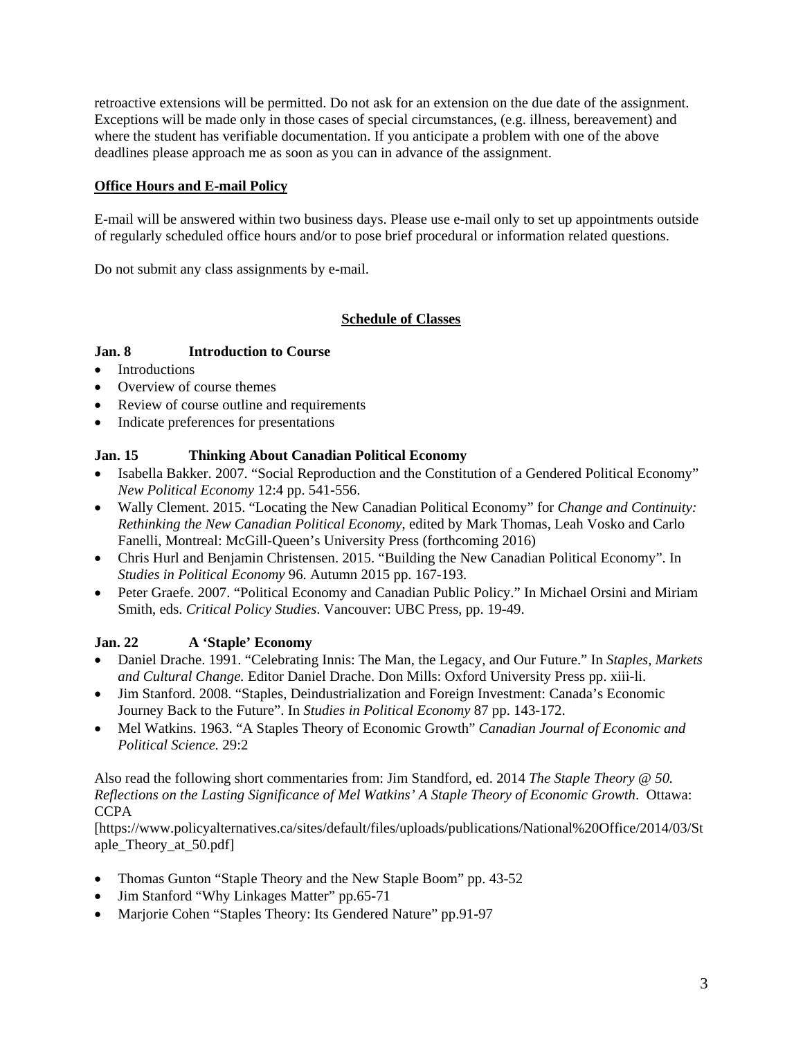retroactive extensions will be permitted. Do not ask for an extension on the due date of the assignment. Exceptions will be made only in those cases of special circumstances, (e.g. illness, bereavement) and where the student has verifiable documentation. If you anticipate a problem with one of the above deadlines please approach me as soon as you can in advance of the assignment.

**Office Hours and E-mail Policy**

E-mail will be answered within two business days. Please use e-mail only to set up appointments outside of regularly scheduled office hours and/or to pose brief procedural or information related questions.

Do not submit any class assignments by e-mail.

## Schedule of Classes

**Jan. 8 Introduction to Course**

- Introductions
- Overview of course themes
- Review of course outline and requirements
- Indicate preferences for presentations

**Jan. 15 Thinking About Canadian Political Economy**

- Isabella Bakker. 2007. "Social Reproduction and the Constitution of a Gendered Political Economy" *New Political Economy* 12:4 pp. 541-556.
- Wally Clement. 2015. "Locating the New Canadian Political Economy" for *Change and Continuity: Rethinking the New Canadian Political Economy*, edited by Mark Thomas, Leah Vosko and Carlo Fanelli, Montreal: McGill-Queen's University Press (forthcoming 2016)
- Chris Hurl and Benjamin Christensen. 2015. "Building the New Canadian Political Economy". In *Studies in Political Economy* 96. Autumn 2015 pp. 167-193.
- Peter Graefe. 2007. "Political Economy and Canadian Public Policy." In Michael Orsini and Miriam Smith, eds. *Critical Policy Studies*. Vancouver: UBC Press, pp. 19-49.

**Jan. 22 A 'Staple' Economy**

- Daniel Drache. 1991. "Celebrating Innis: The Man, the Legacy, and Our Future." In *Staples, Markets and Cultural Change.* Editor Daniel Drache. Don Mills: Oxford University Press pp. xiii-li.
- Jim Stanford. 2008. "Staples, Deindustrialization and Foreign Investment: Canada's Economic Journey Back to the Future". In *Studies in Political Economy* 87 pp. 143-172.
- Mel Watkins. 1963. "A Staples Theory of Economic Growth" *Canadian Journal of Economic and Political Science.* 29:2

Also read the following short commentaries from: Jim Standford, ed. 2014 *The Staple Theory @ 50. Reflections on the Lasting Significance of Mel Watkins' A Staple Theory of Economic Growth*. Ottawa: CCPA [https://www.policyalternatives.ca/sites/default/files/uploads/publications/National%20Office/2014/03/Staple_Theory_at_50.pdf]

- Thomas Gunton "Staple Theory and the New Staple Boom" pp. 43-52
- Jim Stanford "Why Linkages Matter" pp.65-71
- Marjorie Cohen "Staples Theory: Its Gendered Nature" pp.91-97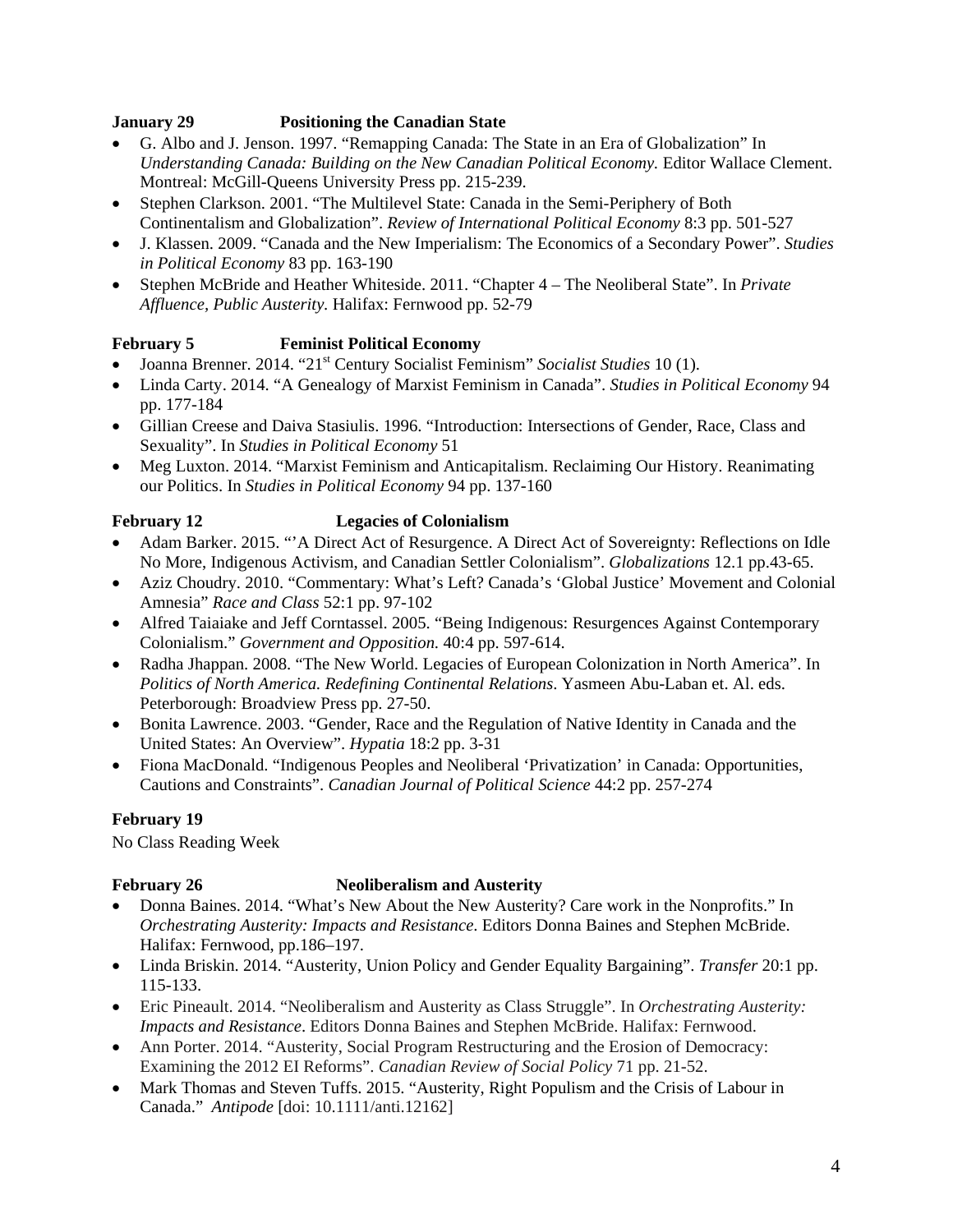**January 29 Positioning the Canadian State**

- G. Albo and J. Jenson. 1997. "Remapping Canada: The State in an Era of Globalization" In *Understanding Canada: Building on the New Canadian Political Economy.* Editor Wallace Clement. Montreal: McGill-Queens University Press pp. 215-239.
- Stephen Clarkson. 2001. "The Multilevel State: Canada in the Semi-Periphery of Both Continentalism and Globalization". *Review of International Political Economy* 8:3 pp. 501-527
- J. Klassen. 2009. "Canada and the New Imperialism: The Economics of a Secondary Power". *Studies in Political Economy* 83 pp. 163-190
- Stephen McBride and Heather Whiteside. 2011. "Chapter 4 – The Neoliberal State". In *Private Affluence, Public Austerity.* Halifax: Fernwood pp. 52-79

**February 5 Feminist Political Economy**

- Joanna Brenner. 2014. "21st Century Socialist Feminism" *Socialist Studies* 10 (1).
- Linda Carty. 2014. "A Genealogy of Marxist Feminism in Canada". *Studies in Political Economy* 94 pp. 177-184
- Gillian Creese and Daiva Stasiulis. 1996. "Introduction: Intersections of Gender, Race, Class and Sexuality". In *Studies in Political Economy* 51
- Meg Luxton. 2014. "Marxist Feminism and Anticapitalism. Reclaiming Our History. Reanimating our Politics. In *Studies in Political Economy* 94 pp. 137-160

**February 12 Legacies of Colonialism**

- Adam Barker. 2015. "'A Direct Act of Resurgence. A Direct Act of Sovereignty: Reflections on Idle No More, Indigenous Activism, and Canadian Settler Colonialism". *Globalizations* 12.1 pp.43-65.
- Aziz Choudry. 2010. "Commentary: What's Left? Canada's 'Global Justice' Movement and Colonial Amnesia" *Race and Class* 52:1 pp. 97-102
- Alfred Taiaiake and Jeff Corntassel. 2005. "Being Indigenous: Resurgences Against Contemporary Colonialism." *Government and Opposition.* 40:4 pp. 597-614.
- Radha Jhappan. 2008. "The New World. Legacies of European Colonization in North America". In *Politics of North America. Redefining Continental Relations*. Yasmeen Abu-Laban et. Al. eds. Peterborough: Broadview Press pp. 27-50.
- Bonita Lawrence. 2003. "Gender, Race and the Regulation of Native Identity in Canada and the United States: An Overview". *Hypatia* 18:2 pp. 3-31
- Fiona MacDonald. "Indigenous Peoples and Neoliberal 'Privatization' in Canada: Opportunities, Cautions and Constraints". *Canadian Journal of Political Science* 44:2 pp. 257-274

**February 19**

No Class Reading Week

**February 26 Neoliberalism and Austerity**

- Donna Baines. 2014. "What's New About the New Austerity? Care work in the Nonprofits." In *Orchestrating Austerity: Impacts and Resistance*. Editors Donna Baines and Stephen McBride. Halifax: Fernwood, pp.186–197.
- Linda Briskin. 2014. "Austerity, Union Policy and Gender Equality Bargaining". *Transfer* 20:1 pp. 115-133.
- Eric Pineault. 2014. "Neoliberalism and Austerity as Class Struggle". In *Orchestrating Austerity: Impacts and Resistance*. Editors Donna Baines and Stephen McBride. Halifax: Fernwood.
- Ann Porter. 2014. "Austerity, Social Program Restructuring and the Erosion of Democracy: Examining the 2012 EI Reforms". *Canadian Review of Social Policy* 71 pp. 21-52.
- Mark Thomas and Steven Tuffs. 2015. "Austerity, Right Populism and the Crisis of Labour in Canada." *Antipode* [doi: 10.1111/anti.12162]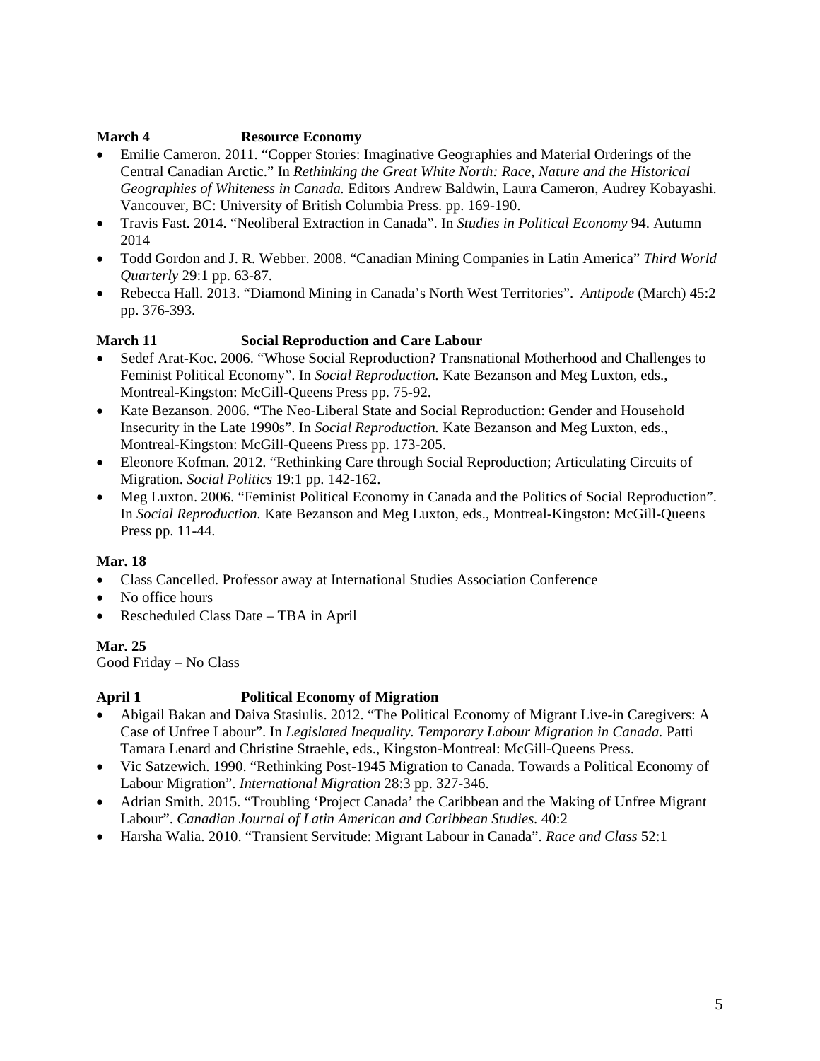**March 4 Resource Economy**

- Emilie Cameron. 2011. "Copper Stories: Imaginative Geographies and Material Orderings of the Central Canadian Arctic." In *Rethinking the Great White North: Race, Nature and the Historical Geographies of Whiteness in Canada.* Editors Andrew Baldwin, Laura Cameron, Audrey Kobayashi. Vancouver, BC: University of British Columbia Press. pp. 169-190.
- Travis Fast. 2014. "Neoliberal Extraction in Canada". In *Studies in Political Economy* 94. Autumn 2014
- Todd Gordon and J. R. Webber. 2008. "Canadian Mining Companies in Latin America" *Third World Quarterly* 29:1 pp. 63-87.
- Rebecca Hall. 2013. "Diamond Mining in Canada's North West Territories". *Antipode* (March) 45:2 pp. 376-393.

**March 11 Social Reproduction and Care Labour**

- Sedef Arat-Koc. 2006. "Whose Social Reproduction? Transnational Motherhood and Challenges to Feminist Political Economy". In *Social Reproduction.* Kate Bezanson and Meg Luxton, eds., Montreal-Kingston: McGill-Queens Press pp. 75-92.
- Kate Bezanson. 2006. "The Neo-Liberal State and Social Reproduction: Gender and Household Insecurity in the Late 1990s". In *Social Reproduction.* Kate Bezanson and Meg Luxton, eds., Montreal-Kingston: McGill-Queens Press pp. 173-205.
- Eleonore Kofman. 2012. "Rethinking Care through Social Reproduction; Articulating Circuits of Migration. *Social Politics* 19:1 pp. 142-162.
- Meg Luxton. 2006. "Feminist Political Economy in Canada and the Politics of Social Reproduction". In *Social Reproduction.* Kate Bezanson and Meg Luxton, eds., Montreal-Kingston: McGill-Queens Press pp. 11-44.

**Mar. 18**

- Class Cancelled. Professor away at International Studies Association Conference
- No office hours
- Rescheduled Class Date – TBA in April

**Mar. 25**

Good Friday – No Class

**April 1 Political Economy of Migration**

- Abigail Bakan and Daiva Stasiulis. 2012. "The Political Economy of Migrant Live-in Caregivers: A Case of Unfree Labour". In *Legislated Inequality. Temporary Labour Migration in Canada.* Patti Tamara Lenard and Christine Straehle, eds., Kingston-Montreal: McGill-Queens Press.
- Vic Satzewich. 1990. "Rethinking Post-1945 Migration to Canada. Towards a Political Economy of Labour Migration". *International Migration* 28:3 pp. 327-346.
- Adrian Smith. 2015. "Troubling 'Project Canada' the Caribbean and the Making of Unfree Migrant Labour". *Canadian Journal of Latin American and Caribbean Studies.* 40:2
- Harsha Walia. 2010. "Transient Servitude: Migrant Labour in Canada". *Race and Class* 52:1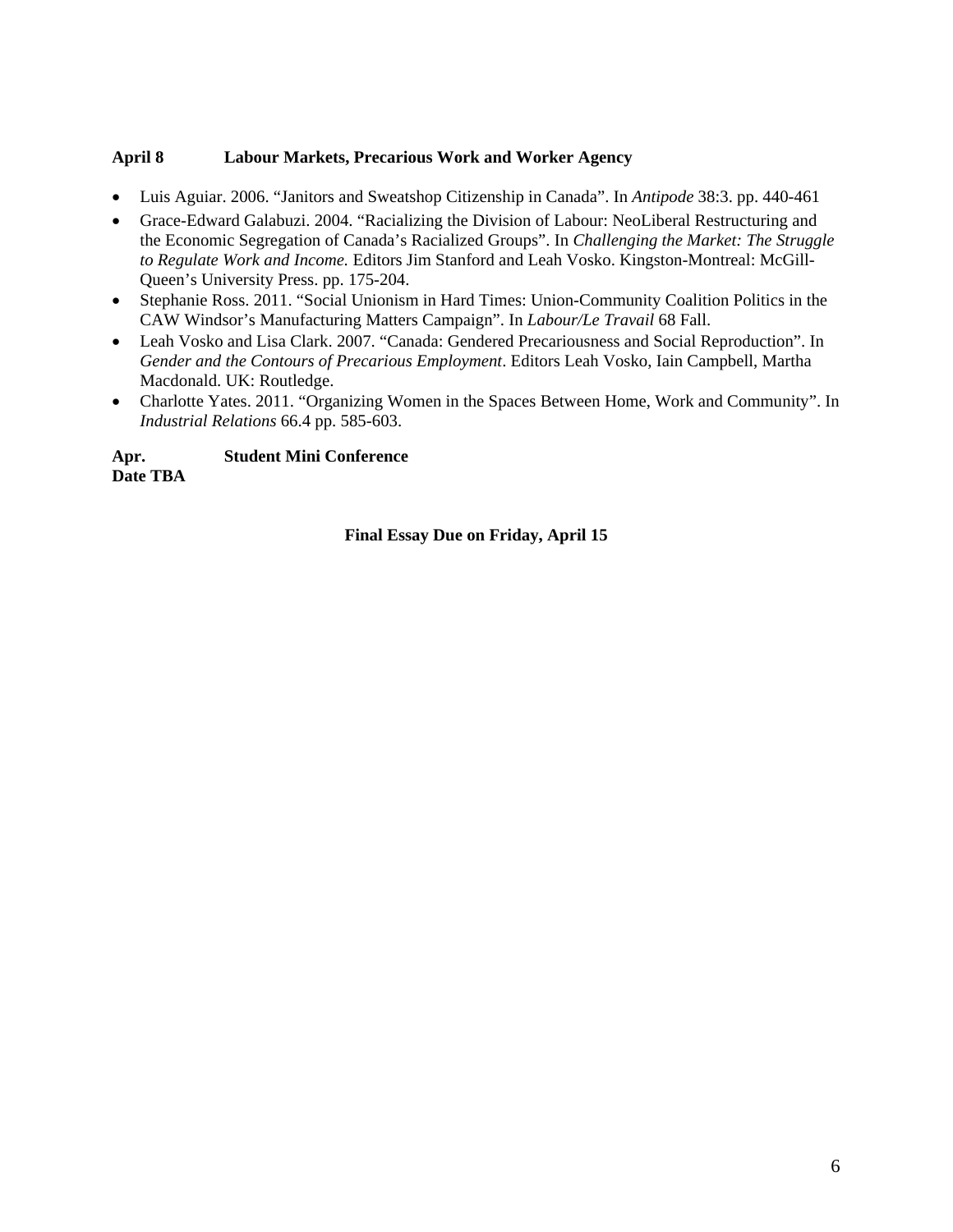**April 8 Labour Markets, Precarious Work and Worker Agency**

- Luis Aguiar. 2006. "Janitors and Sweatshop Citizenship in Canada". In *Antipode* 38:3. pp. 440-461
- Grace-Edward Galabuzi. 2004. "Racializing the Division of Labour: NeoLiberal Restructuring and the Economic Segregation of Canada's Racialized Groups". In *Challenging the Market: The Struggle to Regulate Work and Income.* Editors Jim Stanford and Leah Vosko. Kingston-Montreal: McGill-Queen's University Press. pp. 175-204.
- Stephanie Ross. 2011. "Social Unionism in Hard Times: Union-Community Coalition Politics in the CAW Windsor's Manufacturing Matters Campaign". In *Labour/Le Travail* 68 Fall.
- Leah Vosko and Lisa Clark. 2007. "Canada: Gendered Precariousness and Social Reproduction". In *Gender and the Contours of Precarious Employment*. Editors Leah Vosko, Iain Campbell, Martha Macdonald. UK: Routledge.
- Charlotte Yates. 2011. "Organizing Women in the Spaces Between Home, Work and Community". In *Industrial Relations* 66.4 pp. 585-603.

**Apr. Date TBA Student Mini Conference**

**Final Essay Due on Friday, April 15**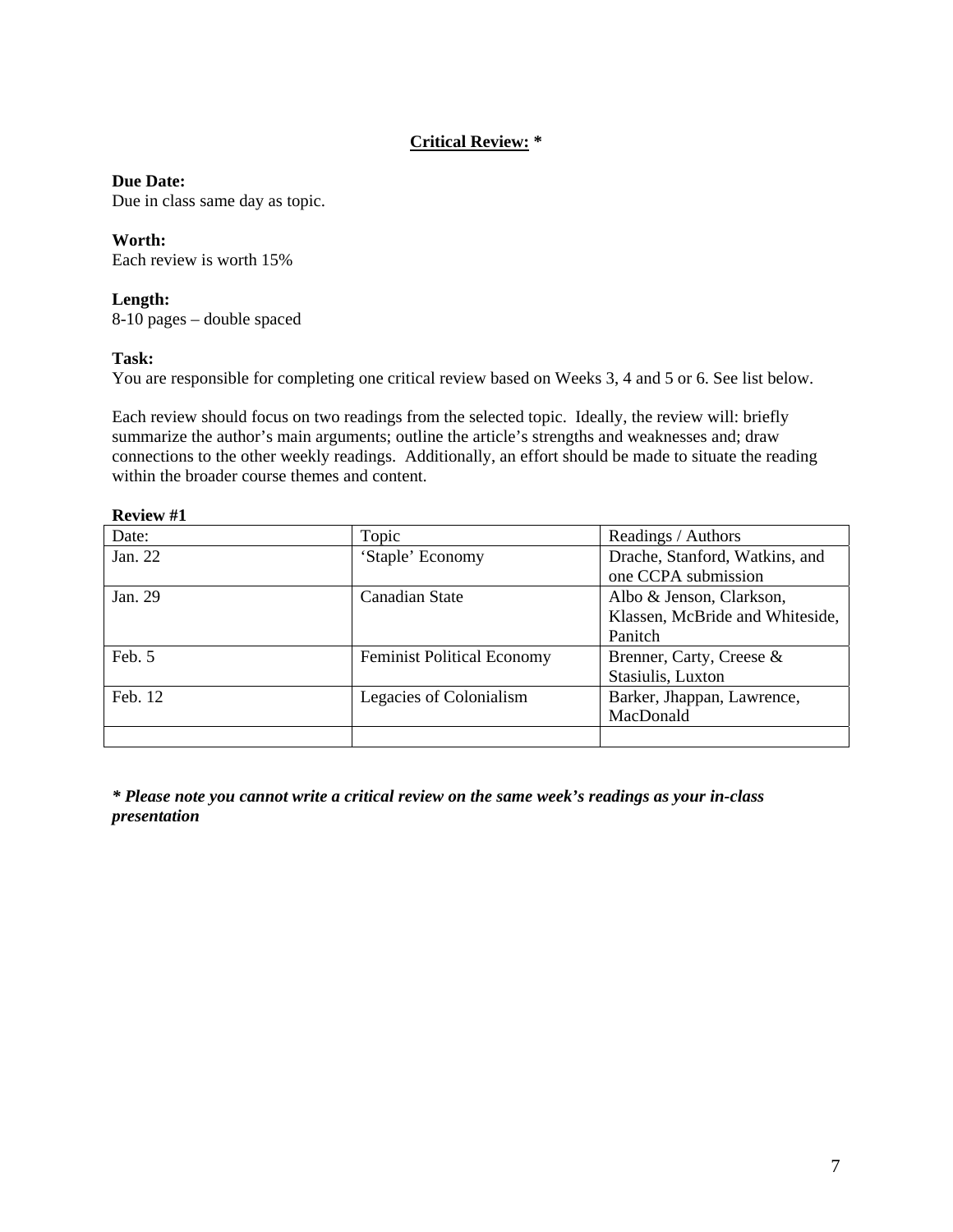## **Critical Review:** *

**Due Date:**
Due in class same day as topic.

**Worth:**
Each review is worth 15%

**Length:**
8-10 pages – double spaced

**Task:**
You are responsible for completing one critical review based on Weeks 3, 4 and 5 or 6. See list below.

Each review should focus on two readings from the selected topic. Ideally, the review will: briefly summarize the author's main arguments; outline the article's strengths and weaknesses and; draw connections to the other weekly readings. Additionally, an effort should be made to situate the reading within the broader course themes and content.

**Review #1**

| Date: | Topic | Readings / Authors |
|---|---|---|
| Jan. 22 | 'Staple' Economy | Drache, Stanford, Watkins, and one CCPA submission |
| Jan. 29 | Canadian State | Albo & Jenson, Clarkson, Klassen, McBride and Whiteside, Panitch |
| Feb. 5 | Feminist Political Economy | Brenner, Carty, Creese & Stasiulis, Luxton |
| Feb. 12 | Legacies of Colonialism | Barker, Jhappan, Lawrence, MacDonald |
| | | |

***\* Please note you cannot write a critical review on the same week's readings as your in-class presentation***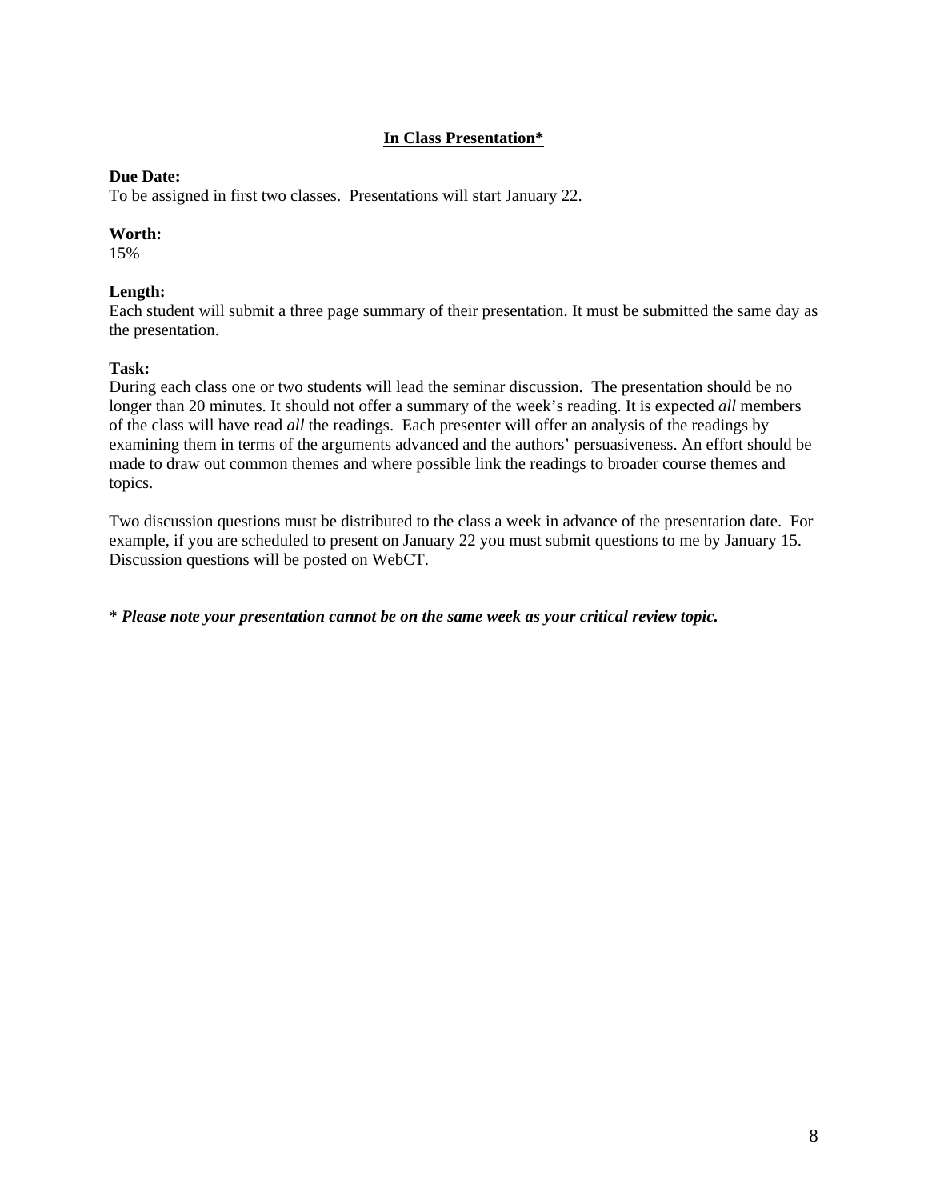## **In Class Presentation***

**Due Date:**
To be assigned in first two classes. Presentations will start January 22.

**Worth:**
15%

**Length:**
Each student will submit a three page summary of their presentation. It must be submitted the same day as the presentation.

**Task:**
During each class one or two students will lead the seminar discussion. The presentation should be no longer than 20 minutes. It should not offer a summary of the week's reading. It is expected *all* members of the class will have read *all* the readings. Each presenter will offer an analysis of the readings by examining them in terms of the arguments advanced and the authors' persuasiveness. An effort should be made to draw out common themes and where possible link the readings to broader course themes and topics.

Two discussion questions must be distributed to the class a week in advance of the presentation date. For example, if you are scheduled to present on January 22 you must submit questions to me by January 15. Discussion questions will be posted on WebCT.

\* ***Please note your presentation cannot be on the same week as your critical review topic.***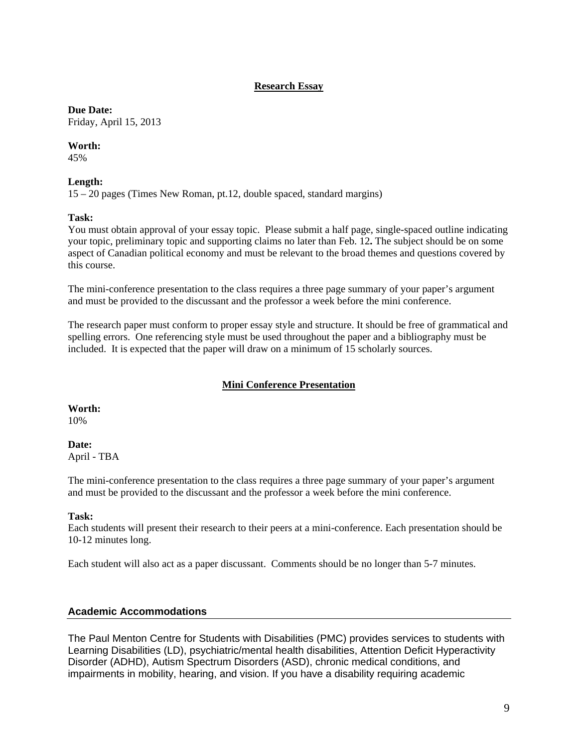## Research Essay

**Due Date:**
Friday, April 15, 2013

**Worth:**
45%

**Length:**
15 – 20 pages (Times New Roman, pt.12, double spaced, standard margins)

**Task:**
You must obtain approval of your essay topic. Please submit a half page, single-spaced outline indicating your topic, preliminary topic and supporting claims no later than Feb. 12**.** The subject should be on some aspect of Canadian political economy and must be relevant to the broad themes and questions covered by this course.

The mini-conference presentation to the class requires a three page summary of your paper's argument and must be provided to the discussant and the professor a week before the mini conference.

The research paper must conform to proper essay style and structure. It should be free of grammatical and spelling errors. One referencing style must be used throughout the paper and a bibliography must be included. It is expected that the paper will draw on a minimum of 15 scholarly sources.

## Mini Conference Presentation

**Worth:**
10%

**Date:**
April - TBA

The mini-conference presentation to the class requires a three page summary of your paper's argument and must be provided to the discussant and the professor a week before the mini conference.

**Task:**
Each students will present their research to their peers at a mini-conference. Each presentation should be 10-12 minutes long.

Each student will also act as a paper discussant. Comments should be no longer than 5-7 minutes.

## Academic Accommodations

The Paul Menton Centre for Students with Disabilities (PMC) provides services to students with Learning Disabilities (LD), psychiatric/mental health disabilities, Attention Deficit Hyperactivity Disorder (ADHD), Autism Spectrum Disorders (ASD), chronic medical conditions, and impairments in mobility, hearing, and vision. If you have a disability requiring academic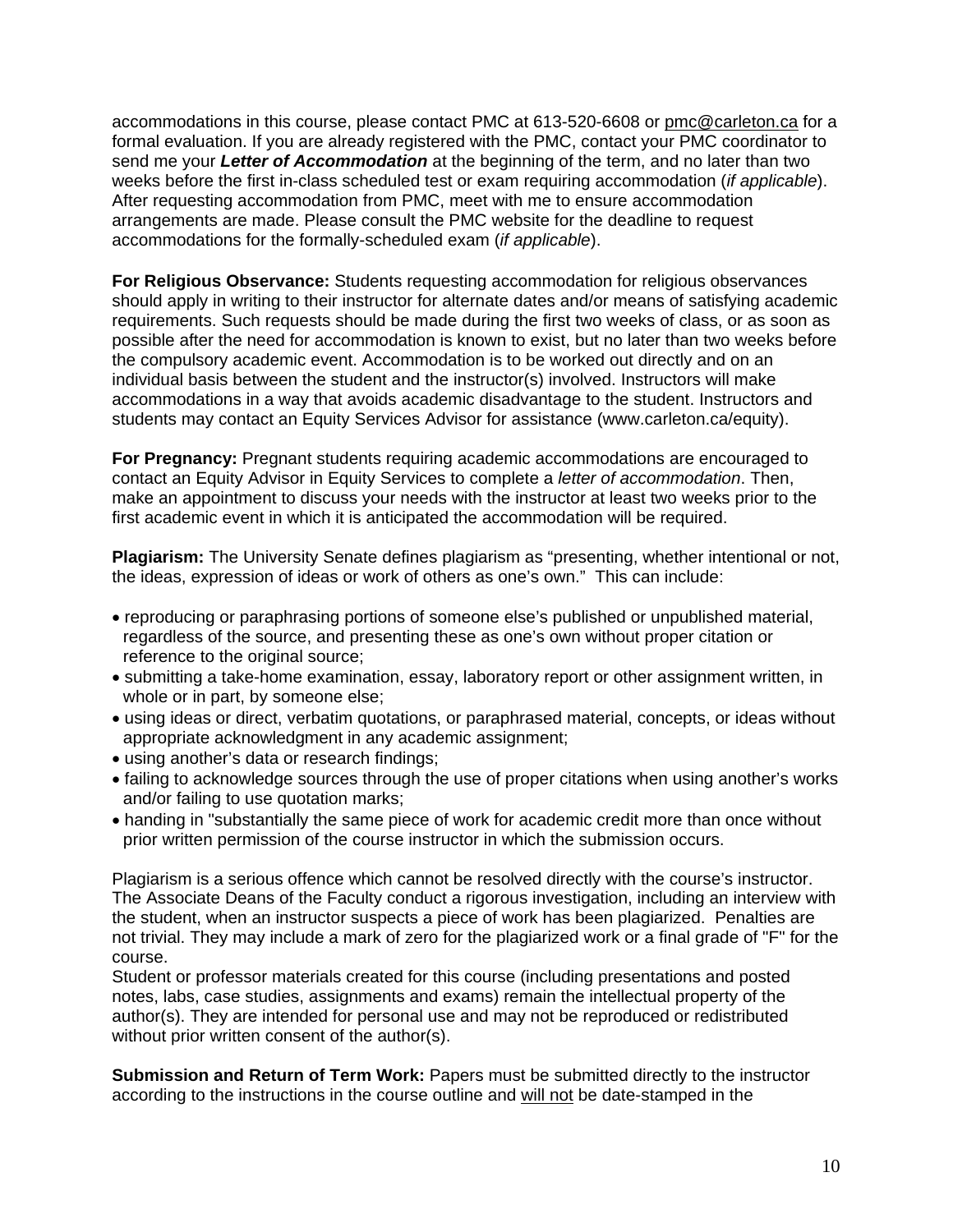accommodations in this course, please contact PMC at 613-520-6608 or pmc@carleton.ca for a formal evaluation. If you are already registered with the PMC, contact your PMC coordinator to send me your ***Letter of Accommodation*** at the beginning of the term, and no later than two weeks before the first in-class scheduled test or exam requiring accommodation (*if applicable*). After requesting accommodation from PMC, meet with me to ensure accommodation arrangements are made. Please consult the PMC website for the deadline to request accommodations for the formally-scheduled exam (*if applicable*).

**For Religious Observance:** Students requesting accommodation for religious observances should apply in writing to their instructor for alternate dates and/or means of satisfying academic requirements. Such requests should be made during the first two weeks of class, or as soon as possible after the need for accommodation is known to exist, but no later than two weeks before the compulsory academic event. Accommodation is to be worked out directly and on an individual basis between the student and the instructor(s) involved. Instructors will make accommodations in a way that avoids academic disadvantage to the student. Instructors and students may contact an Equity Services Advisor for assistance (www.carleton.ca/equity).

**For Pregnancy:** Pregnant students requiring academic accommodations are encouraged to contact an Equity Advisor in Equity Services to complete a *letter of accommodation*. Then, make an appointment to discuss your needs with the instructor at least two weeks prior to the first academic event in which it is anticipated the accommodation will be required.

**Plagiarism:** The University Senate defines plagiarism as "presenting, whether intentional or not, the ideas, expression of ideas or work of others as one's own." This can include:

- reproducing or paraphrasing portions of someone else's published or unpublished material, regardless of the source, and presenting these as one's own without proper citation or reference to the original source;
- submitting a take-home examination, essay, laboratory report or other assignment written, in whole or in part, by someone else;
- using ideas or direct, verbatim quotations, or paraphrased material, concepts, or ideas without appropriate acknowledgment in any academic assignment;
- using another's data or research findings;
- failing to acknowledge sources through the use of proper citations when using another's works and/or failing to use quotation marks;
- handing in "substantially the same piece of work for academic credit more than once without prior written permission of the course instructor in which the submission occurs.

Plagiarism is a serious offence which cannot be resolved directly with the course's instructor. The Associate Deans of the Faculty conduct a rigorous investigation, including an interview with the student, when an instructor suspects a piece of work has been plagiarized. Penalties are not trivial. They may include a mark of zero for the plagiarized work or a final grade of "F" for the course.
Student or professor materials created for this course (including presentations and posted notes, labs, case studies, assignments and exams) remain the intellectual property of the author(s). They are intended for personal use and may not be reproduced or redistributed without prior written consent of the author(s).

**Submission and Return of Term Work:** Papers must be submitted directly to the instructor according to the instructions in the course outline and <u>will not</u> be date-stamped in the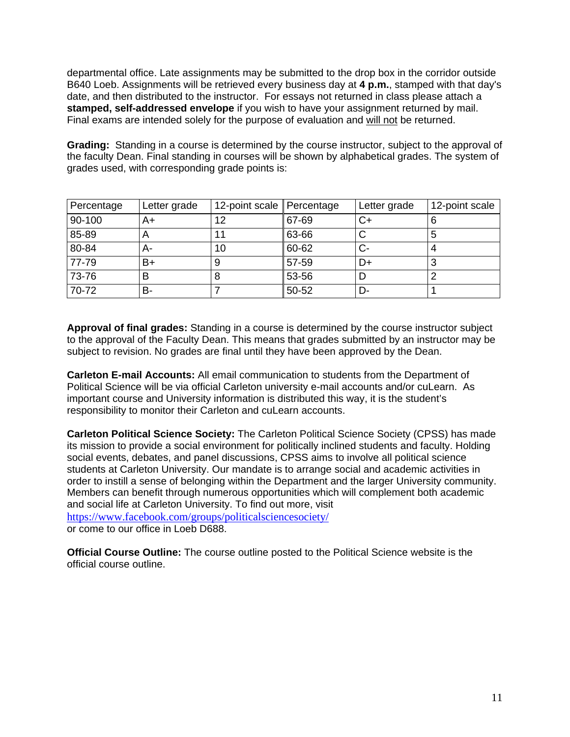departmental office. Late assignments may be submitted to the drop box in the corridor outside B640 Loeb. Assignments will be retrieved every business day at **4 p.m.**, stamped with that day's date, and then distributed to the instructor. For essays not returned in class please attach a **stamped, self-addressed envelope** if you wish to have your assignment returned by mail. Final exams are intended solely for the purpose of evaluation and will not be returned.

**Grading:** Standing in a course is determined by the course instructor, subject to the approval of the faculty Dean. Final standing in courses will be shown by alphabetical grades. The system of grades used, with corresponding grade points is:

| Percentage | Letter grade | 12-point scale | Percentage | Letter grade | 12-point scale |
|---|---|---|---|---|---|
| 90-100 | A+ | 12 | 67-69 | C+ | 6 |
| 85-89 | A | 11 | 63-66 | C | 5 |
| 80-84 | A- | 10 | 60-62 | C- | 4 |
| 77-79 | B+ | 9 | 57-59 | D+ | 3 |
| 73-76 | B | 8 | 53-56 | D | 2 |
| 70-72 | B- | 7 | 50-52 | D- | 1 |

**Approval of final grades:** Standing in a course is determined by the course instructor subject to the approval of the Faculty Dean. This means that grades submitted by an instructor may be subject to revision. No grades are final until they have been approved by the Dean.

**Carleton E-mail Accounts:** All email communication to students from the Department of Political Science will be via official Carleton university e-mail accounts and/or cuLearn. As important course and University information is distributed this way, it is the student's responsibility to monitor their Carleton and cuLearn accounts.

**Carleton Political Science Society:** The Carleton Political Science Society (CPSS) has made its mission to provide a social environment for politically inclined students and faculty. Holding social events, debates, and panel discussions, CPSS aims to involve all political science students at Carleton University. Our mandate is to arrange social and academic activities in order to instill a sense of belonging within the Department and the larger University community. Members can benefit through numerous opportunities which will complement both academic and social life at Carleton University. To find out more, visit
https://www.facebook.com/groups/politicalsciencesociety/
or come to our office in Loeb D688.

**Official Course Outline:** The course outline posted to the Political Science website is the official course outline.